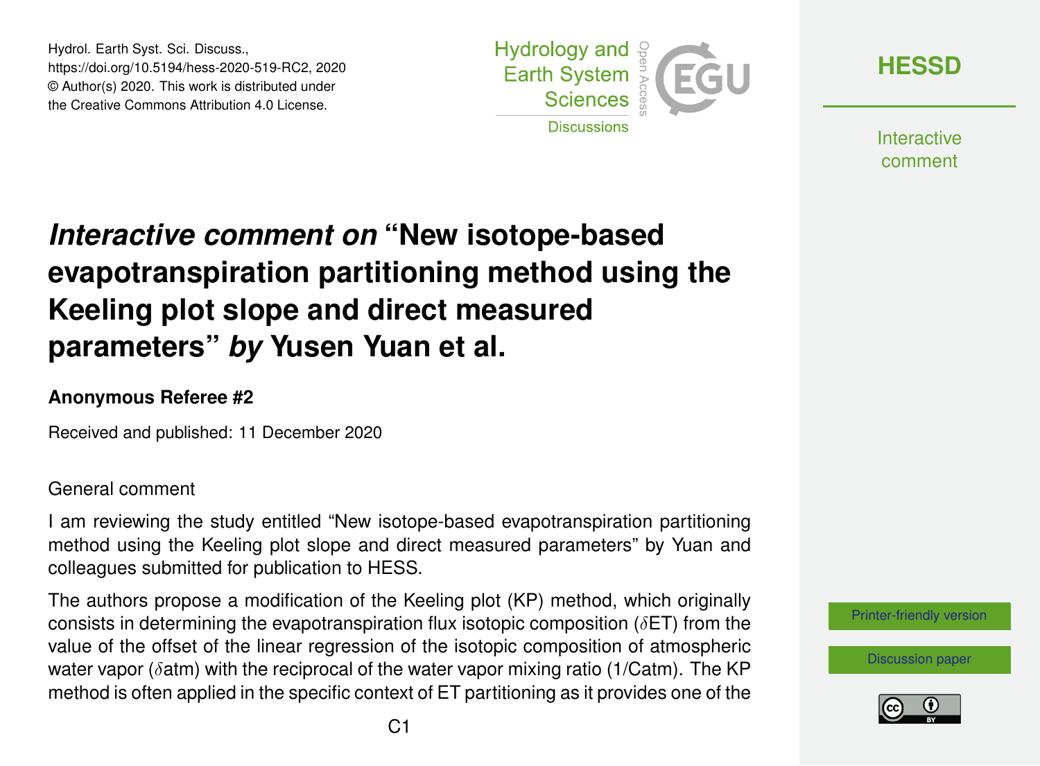# *Interactive comment on* "New isotope-based evapotranspiration partitioning method using the Keeling plot slope and direct measured parameters" *by* Yusen Yuan et al.

**Anonymous Referee #2**

Received and published: 11 December 2020

General comment

I am reviewing the study entitled "New isotope-based evapotranspiration partitioning method using the Keeling plot slope and direct measured parameters" by Yuan and colleagues submitted for publication to HESS.

The authors propose a modification of the Keeling plot (KP) method, which originally consists in determining the evapotranspiration flux isotopic composition ($\delta$ET) from the value of the offset of the linear regression of the isotopic composition of atmospheric water vapor ($\delta$atm) with the reciprocal of the water vapor mixing ratio (1/Catm). The KP method is often applied in the specific context of ET partitioning as it provides one of the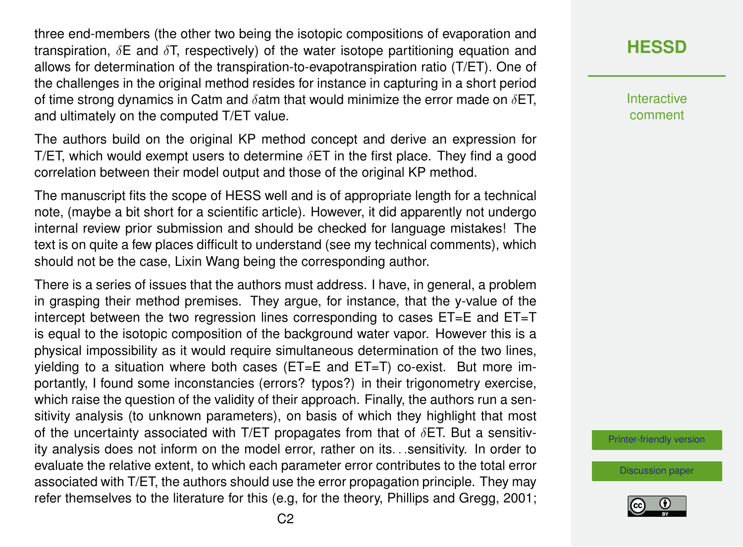three end-members (the other two being the isotopic compositions of evaporation and transpiration, $\delta$E and $\delta$T, respectively) of the water isotope partitioning equation and allows for determination of the transpiration-to-evapotranspiration ratio (T/ET). One of the challenges in the original method resides for instance in capturing in a short period of time strong dynamics in Catm and $\delta$atm that would minimize the error made on $\delta$ET, and ultimately on the computed T/ET value.

The authors build on the original KP method concept and derive an expression for T/ET, which would exempt users to determine $\delta$ET in the first place. They find a good correlation between their model output and those of the original KP method.

The manuscript fits the scope of HESS well and is of appropriate length for a technical note, (maybe a bit short for a scientific article). However, it did apparently not undergo internal review prior submission and should be checked for language mistakes! The text is on quite a few places difficult to understand (see my technical comments), which should not be the case, Lixin Wang being the corresponding author.

There is a series of issues that the authors must address. I have, in general, a problem in grasping their method premises. They argue, for instance, that the y-value of the intercept between the two regression lines corresponding to cases ET=E and ET=T is equal to the isotopic composition of the background water vapor. However this is a physical impossibility as it would require simultaneous determination of the two lines, yielding to a situation where both cases (ET=E and ET=T) co-exist. But more importantly, I found some inconstancies (errors? typos?) in their trigonometry exercise, which raise the question of the validity of their approach. Finally, the authors run a sensitivity analysis (to unknown parameters), on basis of which they highlight that most of the uncertainty associated with T/ET propagates from that of $\delta$ET. But a sensitivity analysis does not inform on the model error, rather on its. . .sensitivity. In order to evaluate the relative extent, to which each parameter error contributes to the total error associated with T/ET, the authors should use the error propagation principle. They may refer themselves to the literature for this (e.g, for the theory, Phillips and Gregg, 2001;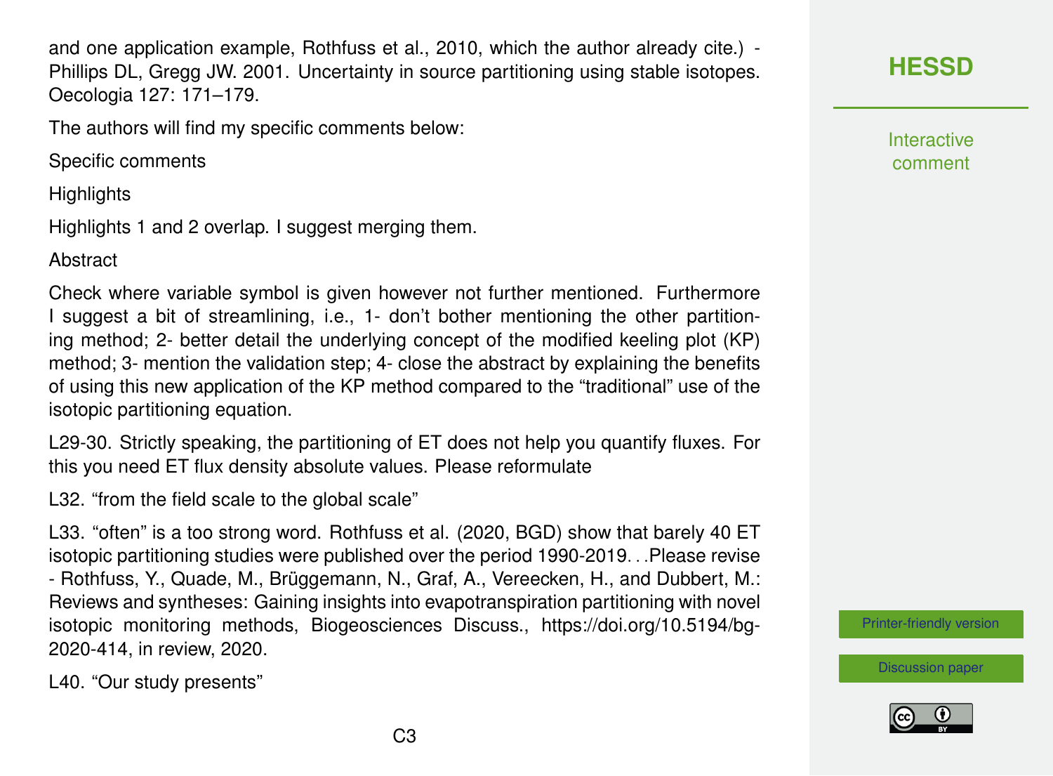and one application example, Rothfuss et al., 2010, which the author already cite.) - Phillips DL, Gregg JW. 2001. Uncertainty in source partitioning using stable isotopes. Oecologia 127: 171–179.

The authors will find my specific comments below:

Specific comments

Highlights

Highlights 1 and 2 overlap. I suggest merging them.

Abstract

Check where variable symbol is given however not further mentioned. Furthermore I suggest a bit of streamlining, i.e., 1- don't bother mentioning the other partitioning method; 2- better detail the underlying concept of the modified keeling plot (KP) method; 3- mention the validation step; 4- close the abstract by explaining the benefits of using this new application of the KP method compared to the "traditional" use of the isotopic partitioning equation.

L29-30. Strictly speaking, the partitioning of ET does not help you quantify fluxes. For this you need ET flux density absolute values. Please reformulate

L32. "from the field scale to the global scale"

L33. "often" is a too strong word. Rothfuss et al. (2020, BGD) show that barely 40 ET isotopic partitioning studies were published over the period 1990-2019. . .Please revise - Rothfuss, Y., Quade, M., Brüggemann, N., Graf, A., Vereecken, H., and Dubbert, M.: Reviews and syntheses: Gaining insights into evapotranspiration partitioning with novel isotopic monitoring methods, Biogeosciences Discuss., https://doi.org/10.5194/bg-2020-414, in review, 2020.

L40. "Our study presents"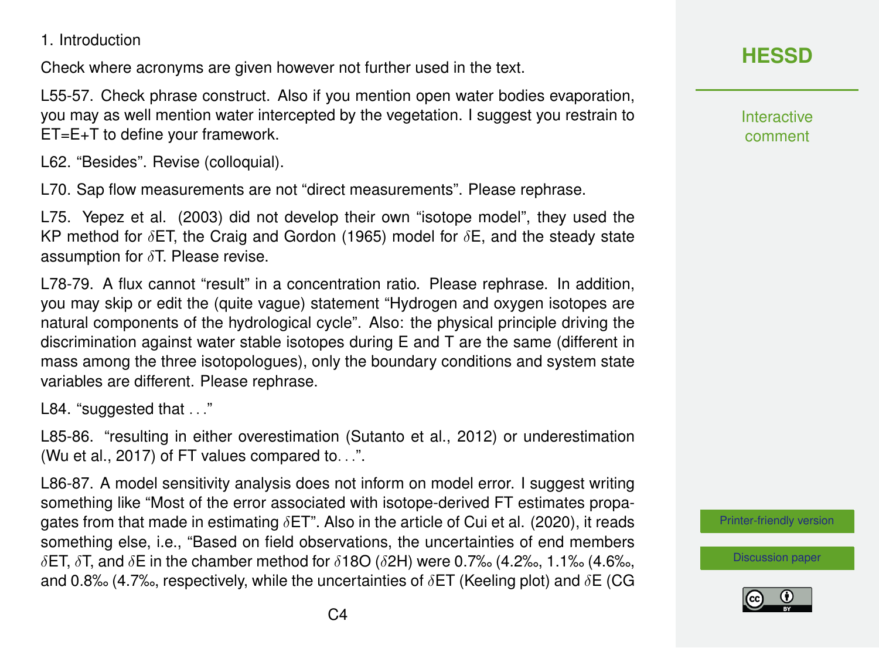1. Introduction

Check where acronyms are given however not further used in the text.

L55-57. Check phrase construct. Also if you mention open water bodies evaporation, you may as well mention water intercepted by the vegetation. I suggest you restrain to ET=E+T to define your framework.

L62. “Besides”. Revise (colloquial).

L70. Sap flow measurements are not “direct measurements”. Please rephrase.

L75. Yepez et al. (2003) did not develop their own “isotope model”, they used the KP method for $\delta$ET, the Craig and Gordon (1965) model for $\delta$E, and the steady state assumption for $\delta$T. Please revise.

L78-79. A flux cannot “result” in a concentration ratio. Please rephrase. In addition, you may skip or edit the (quite vague) statement “Hydrogen and oxygen isotopes are natural components of the hydrological cycle”. Also: the physical principle driving the discrimination against water stable isotopes during E and T are the same (different in mass among the three isotopologues), only the boundary conditions and system state variables are different. Please rephrase.

L84. “suggested that ...”

L85-86. “resulting in either overestimation (Sutanto et al., 2012) or underestimation (Wu et al., 2017) of FT values compared to...”.

L86-87. A model sensitivity analysis does not inform on model error. I suggest writing something like “Most of the error associated with isotope-derived FT estimates propagates from that made in estimating $\delta$ET”. Also in the article of Cui et al. (2020), it reads something else, i.e., “Based on field observations, the uncertainties of end members $\delta$ET, $\delta$T, and $\delta$E in the chamber method for $\delta$18O ($\delta$2H) were 0.7‰ (4.2‰, 1.1‰ (4.6‰, and 0.8‰ (4.7‰, respectively, while the uncertainties of $\delta$ET (Keeling plot) and $\delta$E (CG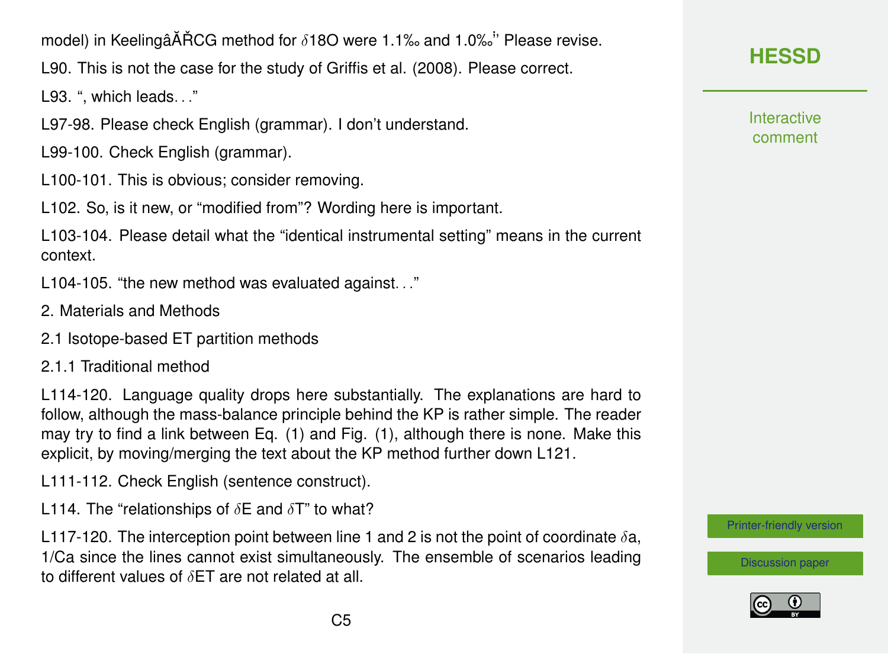model) in KeelingâĂŘCG method for $\delta$18O were 1.1‰ and 1.0‰" Please revise.

L90. This is not the case for the study of Griffis et al. (2008). Please correct.

L93. ", which leads. . ."

L97-98. Please check English (grammar). I don't understand.

L99-100. Check English (grammar).

L100-101. This is obvious; consider removing.

L102. So, is it new, or "modified from"? Wording here is important.

L103-104. Please detail what the "identical instrumental setting" means in the current context.

L104-105. "the new method was evaluated against. . ."

2. Materials and Methods

2.1 Isotope-based ET partition methods

2.1.1 Traditional method

L114-120. Language quality drops here substantially. The explanations are hard to follow, although the mass-balance principle behind the KP is rather simple. The reader may try to find a link between Eq. (1) and Fig. (1), although there is none. Make this explicit, by moving/merging the text about the KP method further down L121.

L111-112. Check English (sentence construct).

L114. The "relationships of $\delta$E and $\delta$T" to what?

L117-120. The interception point between line 1 and 2 is not the point of coordinate $\delta$a, 1/Ca since the lines cannot exist simultaneously. The ensemble of scenarios leading to different values of $\delta$ET are not related at all.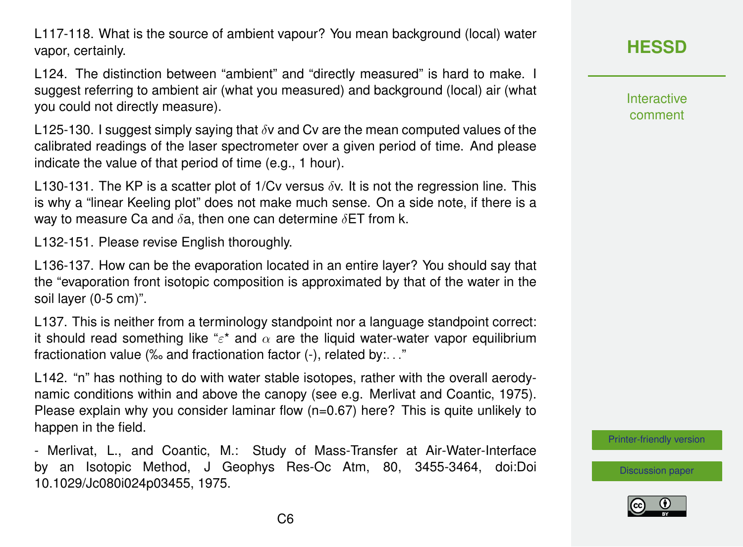L117-118. What is the source of ambient vapour? You mean background (local) water vapor, certainly.

L124. The distinction between "ambient" and "directly measured" is hard to make. I suggest referring to ambient air (what you measured) and background (local) air (what you could not directly measure).

L125-130. I suggest simply saying that $\delta$v and Cv are the mean computed values of the calibrated readings of the laser spectrometer over a given period of time. And please indicate the value of that period of time (e.g., 1 hour).

L130-131. The KP is a scatter plot of 1/Cv versus $\delta$v. It is not the regression line. This is why a "linear Keeling plot" does not make much sense. On a side note, if there is a way to measure Ca and $\delta$a, then one can determine $\delta$ET from k.

L132-151. Please revise English thoroughly.

L136-137. How can be the evaporation located in an entire layer? You should say that the "evaporation front isotopic composition is approximated by that of the water in the soil layer (0-5 cm)".

L137. This is neither from a terminology standpoint nor a language standpoint correct: it should read something like "$\varepsilon$* and $\alpha$ are the liquid water-water vapor equilibrium fractionation value (‰ and fractionation factor (-), related by:. . ."

L142. "n" has nothing to do with water stable isotopes, rather with the overall aerodynamic conditions within and above the canopy (see e.g. Merlivat and Coantic, 1975). Please explain why you consider laminar flow (n=0.67) here? This is quite unlikely to happen in the field.

- Merlivat, L., and Coantic, M.: Study of Mass-Transfer at Air-Water-Interface by an Isotopic Method, J Geophys Res-Oc Atm, 80, 3455-3464, doi:Doi 10.1029/Jc080i024p03455, 1975.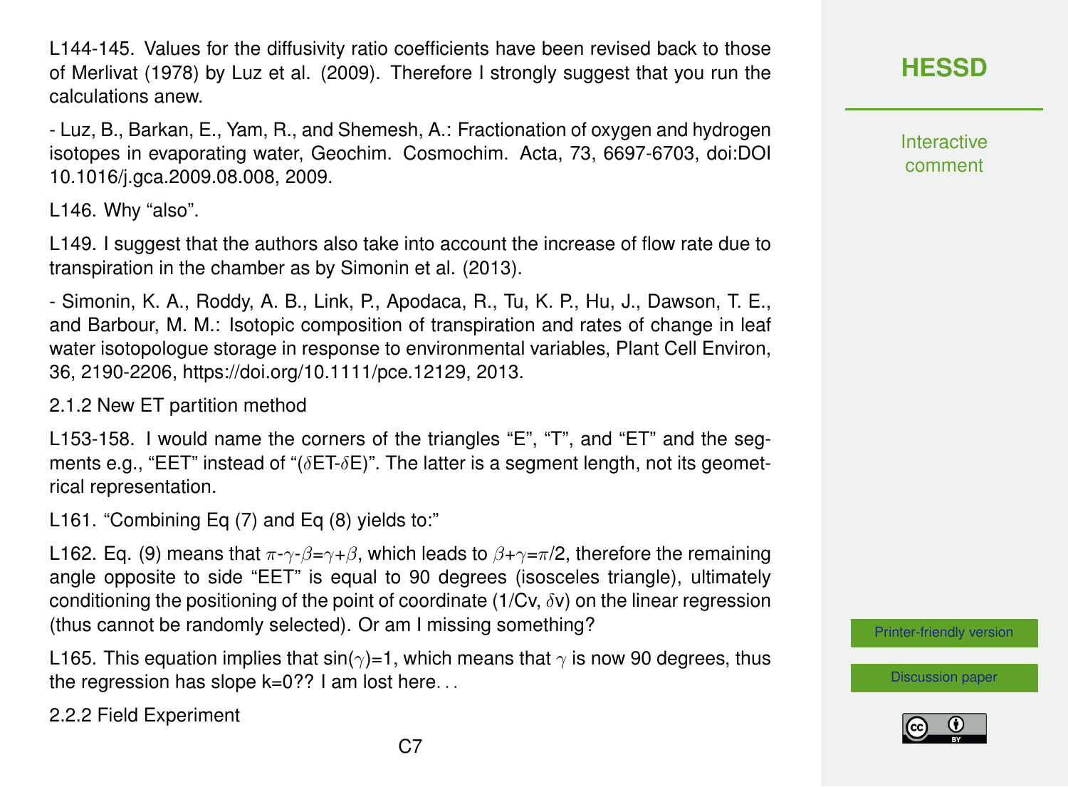L144-145. Values for the diffusivity ratio coefficients have been revised back to those of Merlivat (1978) by Luz et al. (2009). Therefore I strongly suggest that you run the calculations anew.

- Luz, B., Barkan, E., Yam, R., and Shemesh, A.: Fractionation of oxygen and hydrogen isotopes in evaporating water, Geochim. Cosmochim. Acta, 73, 6697-6703, doi:DOI 10.1016/j.gca.2009.08.008, 2009.

L146. Why "also".

L149. I suggest that the authors also take into account the increase of flow rate due to transpiration in the chamber as by Simonin et al. (2013).

- Simonin, K. A., Roddy, A. B., Link, P., Apodaca, R., Tu, K. P., Hu, J., Dawson, T. E., and Barbour, M. M.: Isotopic composition of transpiration and rates of change in leaf water isotopologue storage in response to environmental variables, Plant Cell Environ, 36, 2190-2206, https://doi.org/10.1111/pce.12129, 2013.

2.1.2 New ET partition method

L153-158. I would name the corners of the triangles "E", "T", and "ET" and the segments e.g., "EET" instead of "($\delta$ET-$\delta$E)". The latter is a segment length, not its geometrical representation.

L161. "Combining Eq (7) and Eq (8) yields to:"

L162. Eq. (9) means that $\pi$-$\gamma$-$\beta$=$\gamma$+$\beta$, which leads to $\beta$+$\gamma$=$\pi$/2, therefore the remaining angle opposite to side "EET" is equal to 90 degrees (isosceles triangle), ultimately conditioning the positioning of the point of coordinate (1/Cv, $\delta$v) on the linear regression (thus cannot be randomly selected). Or am I missing something?

L165. This equation implies that sin($\gamma$)=1, which means that $\gamma$ is now 90 degrees, thus the regression has slope k=0?? I am lost here. . .

2.2.2 Field Experiment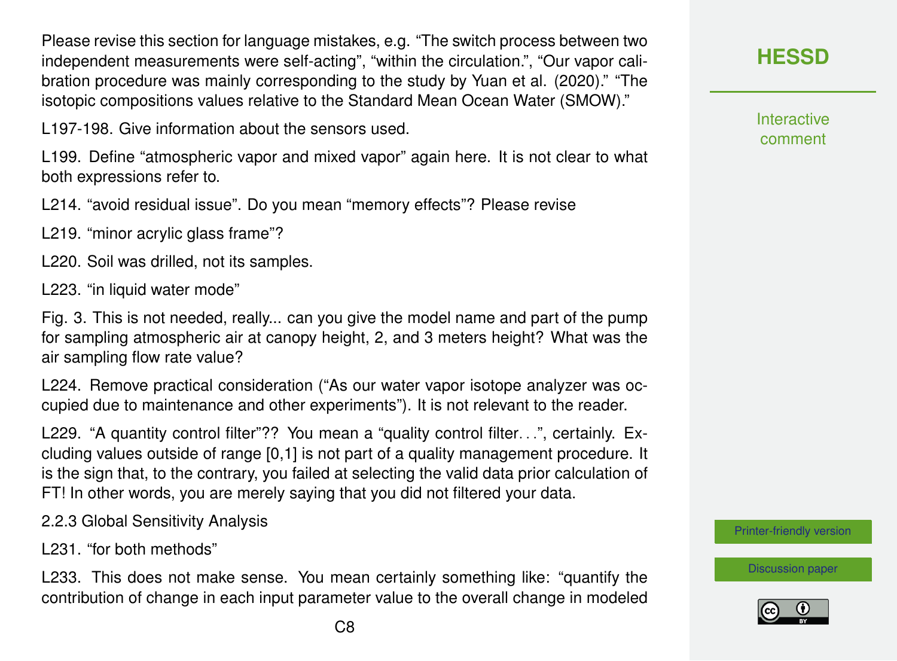Please revise this section for language mistakes, e.g. "The switch process between two independent measurements were self-acting", "within the circulation.", "Our vapor calibration procedure was mainly corresponding to the study by Yuan et al. (2020)." "The isotopic compositions values relative to the Standard Mean Ocean Water (SMOW)."

L197-198. Give information about the sensors used.

L199. Define "atmospheric vapor and mixed vapor" again here. It is not clear to what both expressions refer to.

L214. "avoid residual issue". Do you mean "memory effects"? Please revise

L219. "minor acrylic glass frame"?

L220. Soil was drilled, not its samples.

L223. "in liquid water mode"

Fig. 3. This is not needed, really... can you give the model name and part of the pump for sampling atmospheric air at canopy height, 2, and 3 meters height? What was the air sampling flow rate value?

L224. Remove practical consideration ("As our water vapor isotope analyzer was occupied due to maintenance and other experiments"). It is not relevant to the reader.

L229. "A quantity control filter"?? You mean a "quality control filter…", certainly. Excluding values outside of range [0,1] is not part of a quality management procedure. It is the sign that, to the contrary, you failed at selecting the valid data prior calculation of FT! In other words, you are merely saying that you did not filtered your data.

2.2.3 Global Sensitivity Analysis

L231. "for both methods"

L233. This does not make sense. You mean certainly something like: "quantify the contribution of change in each input parameter value to the overall change in modeled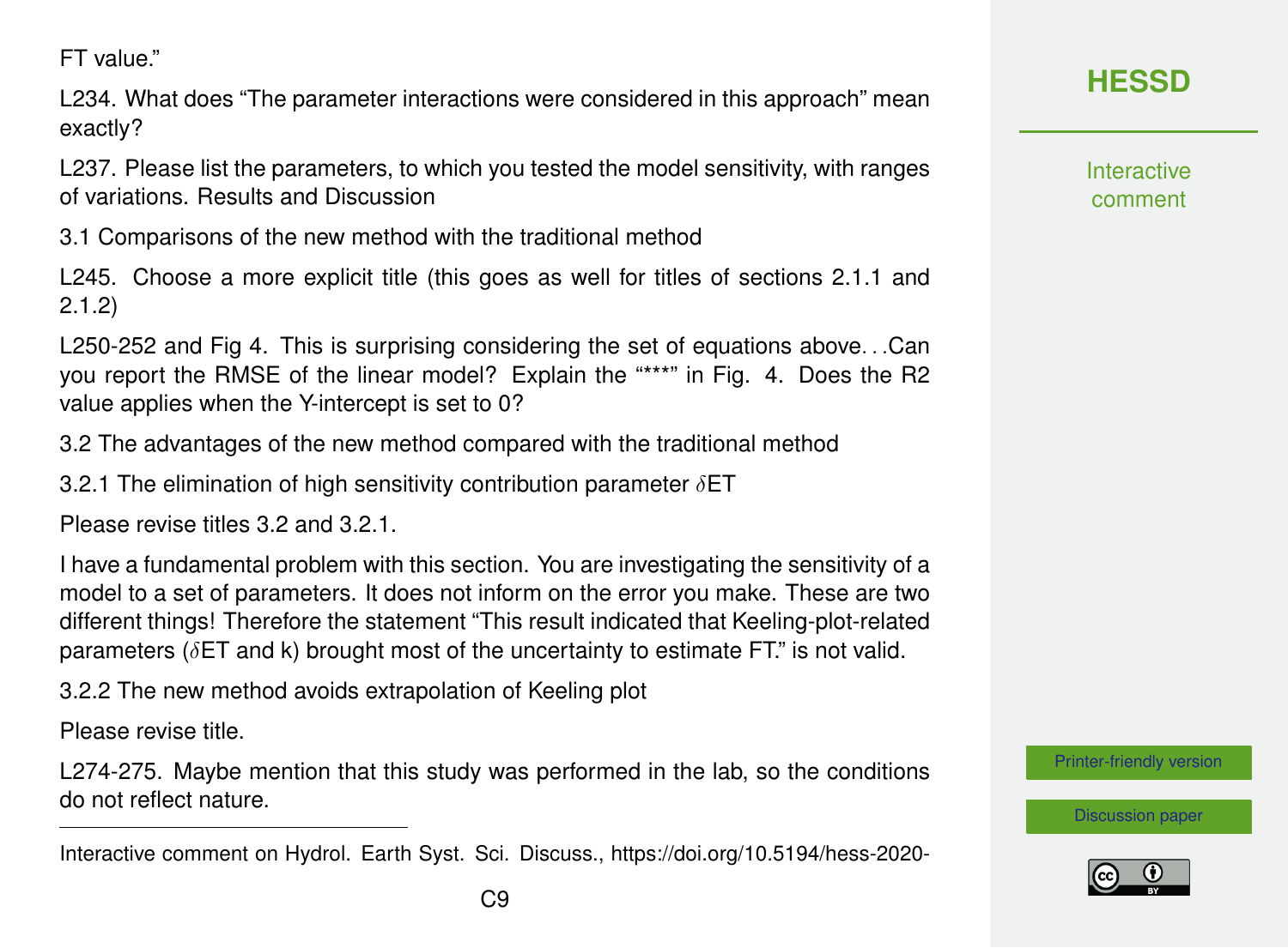FT value."

L234. What does "The parameter interactions were considered in this approach" mean exactly?

L237. Please list the parameters, to which you tested the model sensitivity, with ranges of variations. Results and Discussion

3.1 Comparisons of the new method with the traditional method

L245. Choose a more explicit title (this goes as well for titles of sections 2.1.1 and 2.1.2)

L250-252 and Fig 4. This is surprising considering the set of equations above. . .Can you report the RMSE of the linear model? Explain the "***" in Fig. 4. Does the $R^2$ value applies when the Y-intercept is set to 0?

3.2 The advantages of the new method compared with the traditional method

3.2.1 The elimination of high sensitivity contribution parameter $\delta$ET

Please revise titles 3.2 and 3.2.1.

I have a fundamental problem with this section. You are investigating the sensitivity of a model to a set of parameters. It does not inform on the error you make. These are two different things! Therefore the statement "This result indicated that Keeling-plot-related parameters ($\delta$ET and k) brought most of the uncertainty to estimate FT." is not valid.

3.2.2 The new method avoids extrapolation of Keeling plot

Please revise title.

L274-275. Maybe mention that this study was performed in the lab, so the conditions do not reflect nature.

---

Interactive comment on Hydrol. Earth Syst. Sci. Discuss., https://doi.org/10.5194/hess-2020-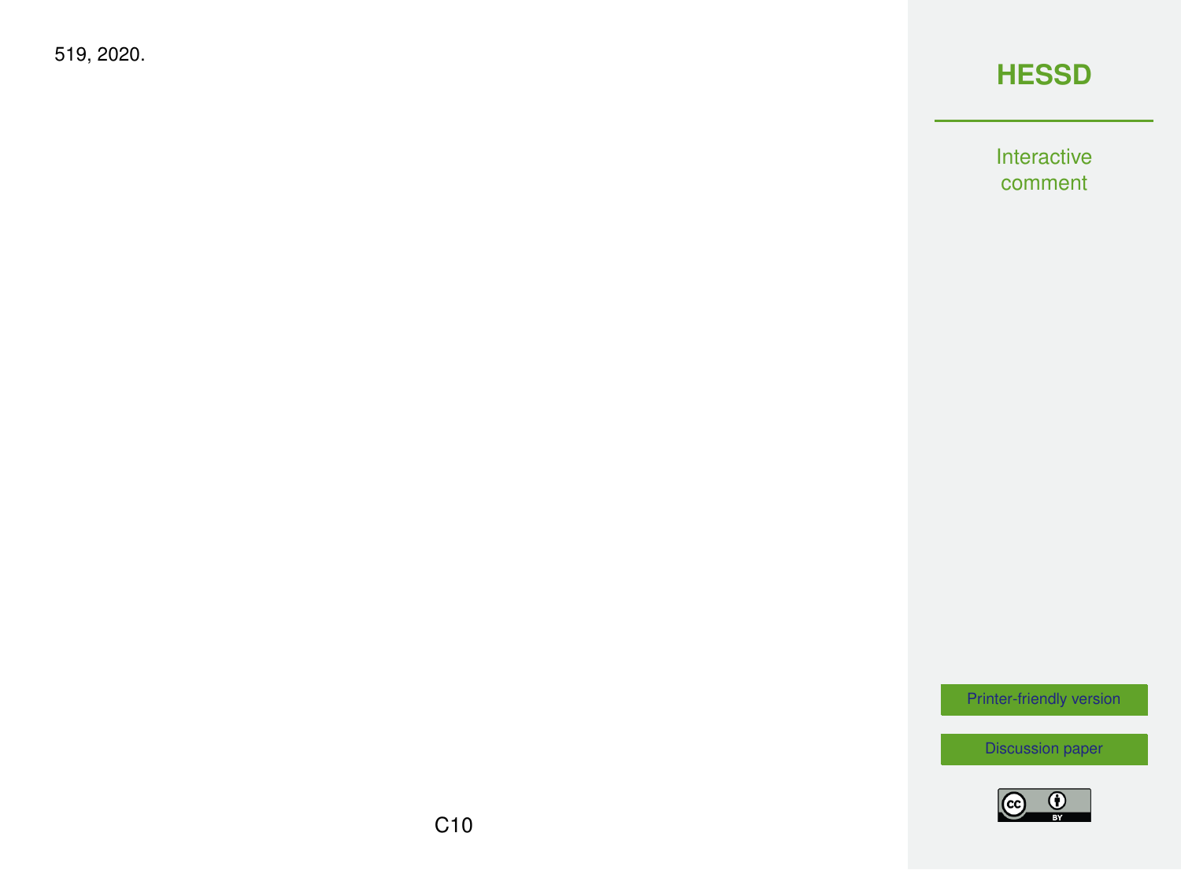519, 2020.